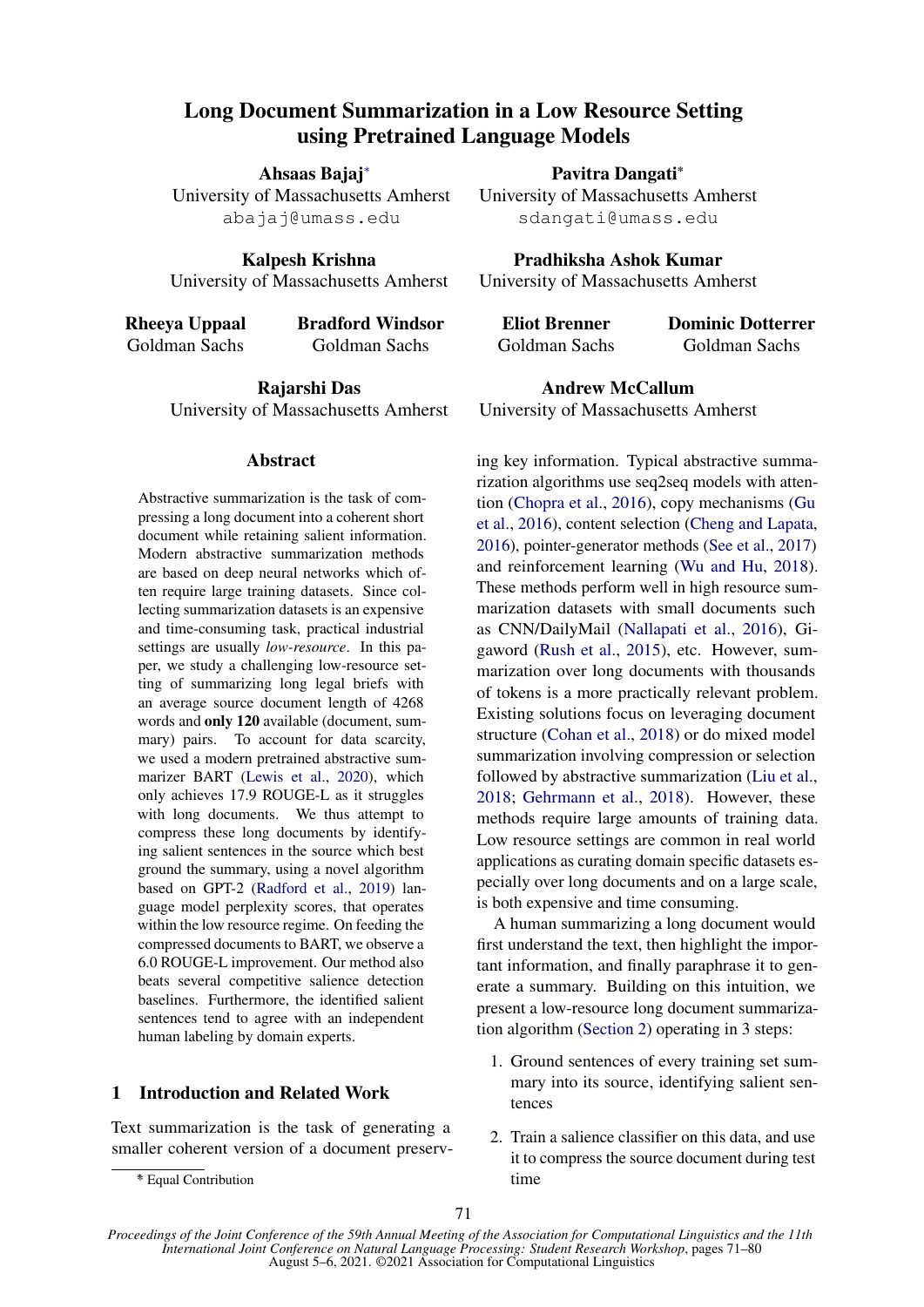# Long Document Summarization in a Low Resource Setting using Pretrained Language Models

**Ahsaas Bajaj**[*]
University of Massachusetts Amherst
abajaj@umass.edu

**Pavitra Dangati**[*]
University of Massachusetts Amherst
sdangati@umass.edu

**Kalpesh Krishna**
University of Massachusetts Amherst

**Pradhiksha Ashok Kumar**
University of Massachusetts Amherst

**Rheeya Uppaal**
Goldman Sachs

**Bradford Windsor**
Goldman Sachs

**Eliot Brenner**
Goldman Sachs

**Dominic Dotterrer**
Goldman Sachs

**Rajarshi Das**
University of Massachusetts Amherst

**Andrew McCallum**
University of Massachusetts Amherst

## Abstract

Abstractive summarization is the task of compressing a long document into a coherent short document while retaining salient information. Modern abstractive summarization methods are based on deep neural networks which often require large training datasets. Since collecting summarization datasets is an expensive and time-consuming task, practical industrial settings are usually *low-resource*. In this paper, we study a challenging low-resource setting of summarizing long legal briefs with an average source document length of 4268 words and **only 120** available (document, summary) pairs. To account for data scarcity, we used a modern pretrained abstractive summarizer BART (Lewis et al., 2020), which only achieves 17.9 ROUGE-L as it struggles with long documents. We thus attempt to compress these long documents by identifying salient sentences in the source which best ground the summary, using a novel algorithm based on GPT-2 (Radford et al., 2019) language model perplexity scores, that operates within the low resource regime. On feeding the compressed documents to BART, we observe a 6.0 ROUGE-L improvement. Our method also beats several competitive salience detection baselines. Furthermore, the identified salient sentences tend to agree with an independent human labeling by domain experts.

## 1 Introduction and Related Work

Text summarization is the task of generating a smaller coherent version of a document preserving key information. Typical abstractive summarization algorithms use seq2seq models with attention (Chopra et al., 2016), copy mechanisms (Gu et al., 2016), content selection (Cheng and Lapata, 2016), pointer-generator methods (See et al., 2017) and reinforcement learning (Wu and Hu, 2018). These methods perform well in high resource summarization datasets with small documents such as CNN/DailyMail (Nallapati et al., 2016), Gigaword (Rush et al., 2015), etc. However, summarization over long documents with thousands of tokens is a more practically relevant problem. Existing solutions focus on leveraging document structure (Cohan et al., 2018) or do mixed model summarization involving compression or selection followed by abstractive summarization (Liu et al., 2018; Gehrmann et al., 2018). However, these methods require large amounts of training data. Low resource settings are common in real world applications as curating domain specific datasets especially over long documents and on a large scale, is both expensive and time consuming.

A human summarizing a long document would first understand the text, then highlight the important information, and finally paraphrase it to generate a summary. Building on this intuition, we present a low-resource long document summarization algorithm (Section 2) operating in 3 steps:

1. Ground sentences of every training set summary into its source, identifying salient sentences
2. Train a salience classifier on this data, and use it to compress the source document during test time

[*] Equal Contribution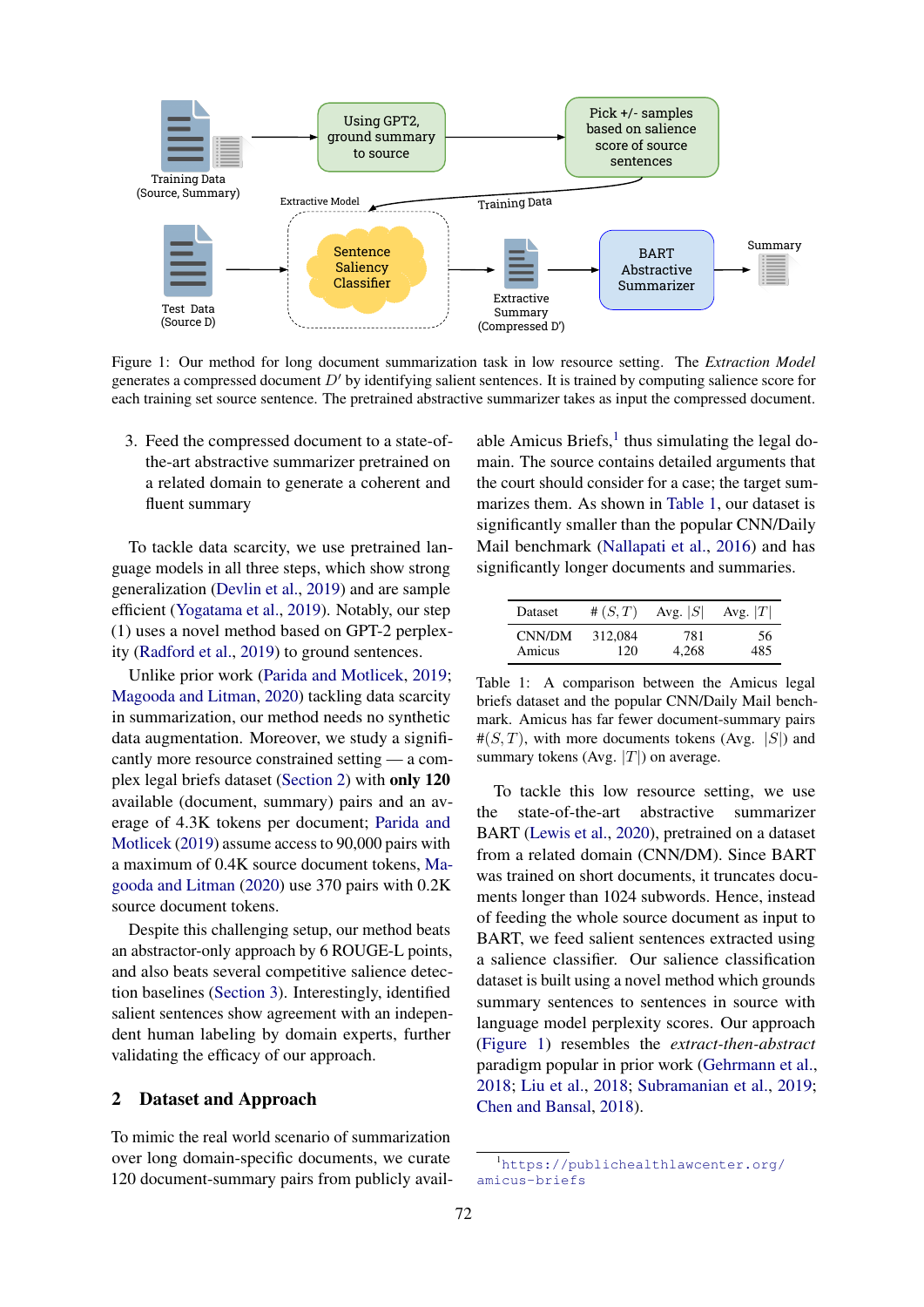Figure 1: Our method for long document summarization task in low resource setting. The *Extraction Model* generates a compressed document $D'$ by identifying salient sentences. It is trained by computing salience score for each training set source sentence. The pretrained abstractive summarizer takes as input the compressed document.

3. Feed the compressed document to a state-of-the-art abstractive summarizer pretrained on a related domain to generate a coherent and fluent summary

To tackle data scarcity, we use pretrained language models in all three steps, which show strong generalization (Devlin et al., 2019) and are sample efficient (Yogatama et al., 2019). Notably, our step (1) uses a novel method based on GPT-2 perplexity (Radford et al., 2019) to ground sentences.

Unlike prior work (Parida and Motlicek, 2019; Magooda and Litman, 2020) tackling data scarcity in summarization, our method needs no synthetic data augmentation. Moreover, we study a significantly more resource constrained setting — a complex legal briefs dataset (Section 2) with **only 120** available (document, summary) pairs and an average of 4.3K tokens per document; Parida and Motlicek (2019) assume access to 90,000 pairs with a maximum of 0.4K source document tokens, Magooda and Litman (2020) use 370 pairs with 0.2K source document tokens.

Despite this challenging setup, our method beats an abstractor-only approach by 6 ROUGE-L points, and also beats several competitive salience detection baselines (Section 3). Interestingly, identified salient sentences show agreement with an independent human labeling by domain experts, further validating the efficacy of our approach.

## 2 Dataset and Approach

To mimic the real world scenario of summarization over long domain-specific documents, we curate 120 document-summary pairs from publicly available Amicus Briefs,[1] thus simulating the legal domain. The source contains detailed arguments that the court should consider for a case; the target summarizes them. As shown in Table 1, our dataset is significantly smaller than the popular CNN/Daily Mail benchmark (Nallapati et al., 2016) and has significantly longer documents and summaries.

| Dataset | $\#(S,T)$ | Avg. $\|S\|$ | Avg. $\|T\|$ |
|---|---|---|---|
| CNN/DM | 312,084 | 781 | 56 |
| Amicus | 120 | 4,268 | 485 |

Table 1: A comparison between the Amicus legal briefs dataset and the popular CNN/Daily Mail benchmark. Amicus has far fewer document-summary pairs $\#(S,T)$, with more documents tokens (Avg. $|S|$) and summary tokens (Avg. $|T|$) on average.

To tackle this low resource setting, we use the state-of-the-art abstractive summarizer BART (Lewis et al., 2020), pretrained on a dataset from a related domain (CNN/DM). Since BART was trained on short documents, it truncates documents longer than 1024 subwords. Hence, instead of feeding the whole source document as input to BART, we feed salient sentences extracted using a salience classifier. Our salience classification dataset is built using a novel method which grounds summary sentences to sentences in source with language model perplexity scores. Our approach (Figure 1) resembles the *extract-then-abstract* paradigm popular in prior work (Gehrmann et al., 2018; Liu et al., 2018; Subramanian et al., 2019; Chen and Bansal, 2018).

[1] https://publichealthlawcenter.org/amicus-briefs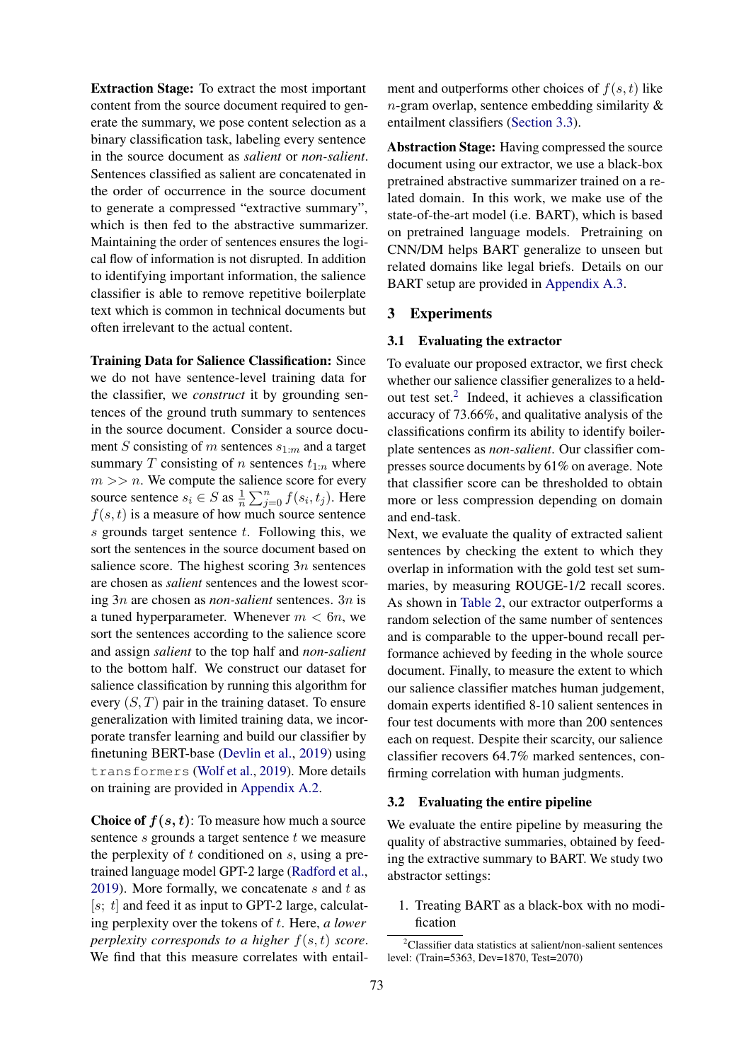**Extraction Stage:** To extract the most important content from the source document required to generate the summary, we pose content selection as a binary classification task, labeling every sentence in the source document as *salient* or *non-salient*. Sentences classified as salient are concatenated in the order of occurrence in the source document to generate a compressed "extractive summary", which is then fed to the abstractive summarizer. Maintaining the order of sentences ensures the logical flow of information is not disrupted. In addition to identifying important information, the salience classifier is able to remove repetitive boilerplate text which is common in technical documents but often irrelevant to the actual content.

**Training Data for Salience Classification:** Since we do not have sentence-level training data for the classifier, we *construct* it by grounding sentences of the ground truth summary to sentences in the source document. Consider a source document $S$ consisting of $m$ sentences $s_{1:m}$ and a target summary $T$ consisting of $n$ sentences $t_{1:n}$ where $m >> n$. We compute the salience score for every source sentence $s_i \in S$ as $\frac{1}{n}\sum_{j=0}^{n} f(s_i, t_j)$. Here $f(s,t)$ is a measure of how much source sentence $s$ grounds target sentence $t$. Following this, we sort the sentences in the source document based on salience score. The highest scoring $3n$ sentences are chosen as *salient* sentences and the lowest scoring $3n$ are chosen as *non-salient* sentences. $3n$ is a tuned hyperparameter. Whenever $m < 6n$, we sort the sentences according to the salience score and assign *salient* to the top half and *non-salient* to the bottom half. We construct our dataset for salience classification by running this algorithm for every $(S, T)$ pair in the training dataset. To ensure generalization with limited training data, we incorporate transfer learning and build our classifier by finetuning BERT-base (Devlin et al., 2019) using `transformers` (Wolf et al., 2019). More details on training are provided in Appendix A.2.

**Choice of $f(s, t)$**: To measure how much a source sentence $s$ grounds a target sentence $t$ we measure the perplexity of $t$ conditioned on $s$, using a pretrained language model GPT-2 large (Radford et al., 2019). More formally, we concatenate $s$ and $t$ as $[s;\ t]$ and feed it as input to GPT-2 large, calculating perplexity over the tokens of $t$. Here, *a lower perplexity corresponds to a higher $f(s,t)$ score*. We find that this measure correlates with entailment and outperforms other choices of $f(s,t)$ like $n$-gram overlap, sentence embedding similarity & entailment classifiers (Section 3.3).

**Abstraction Stage:** Having compressed the source document using our extractor, we use a black-box pretrained abstractive summarizer trained on a related domain. In this work, we make use of the state-of-the-art model (i.e. BART), which is based on pretrained language models. Pretraining on CNN/DM helps BART generalize to unseen but related domains like legal briefs. Details on our BART setup are provided in Appendix A.3.

## 3 Experiments

### 3.1 Evaluating the extractor

To evaluate our proposed extractor, we first check whether our salience classifier generalizes to a held-out test set.[2] Indeed, it achieves a classification accuracy of 73.66%, and qualitative analysis of the classifications confirm its ability to identify boilerplate sentences as *non-salient*. Our classifier compresses source documents by 61% on average. Note that classifier score can be thresholded to obtain more or less compression depending on domain and end-task.

Next, we evaluate the quality of extracted salient sentences by checking the extent to which they overlap in information with the gold test set summaries, by measuring ROUGE-1/2 recall scores. As shown in Table 2, our extractor outperforms a random selection of the same number of sentences and is comparable to the upper-bound recall performance achieved by feeding in the whole source document. Finally, to measure the extent to which our salience classifier matches human judgement, domain experts identified 8-10 salient sentences in four test documents with more than 200 sentences each on request. Despite their scarcity, our salience classifier recovers 64.7% marked sentences, confirming correlation with human judgments.

### 3.2 Evaluating the entire pipeline

We evaluate the entire pipeline by measuring the quality of abstractive summaries, obtained by feeding the extractive summary to BART. We study two abstractor settings:

1. Treating BART as a black-box with no modification

[2] Classifier data statistics at salient/non-salient sentences level: (Train=5363, Dev=1870, Test=2070)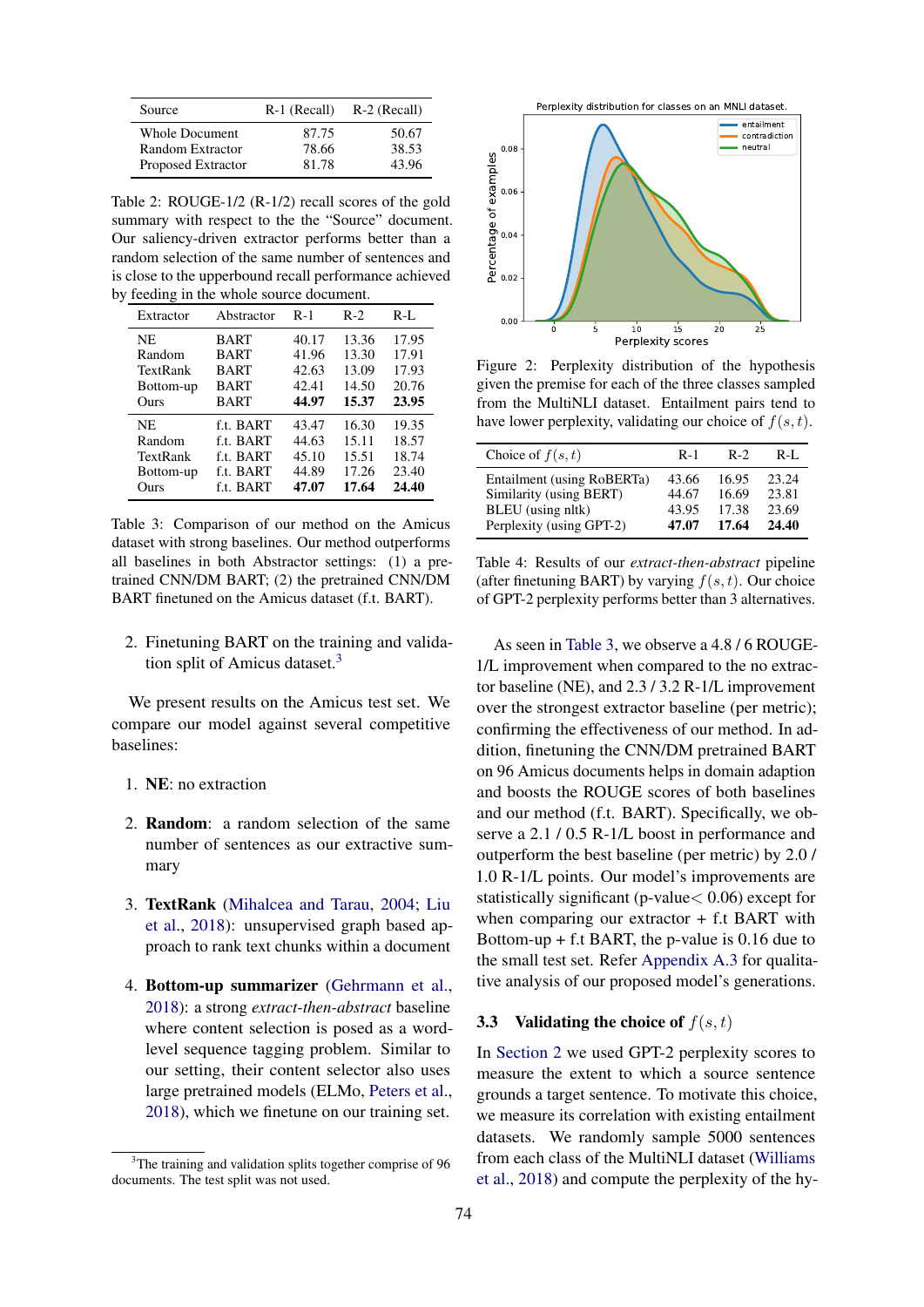| Source | R-1 (Recall) | R-2 (Recall) |
|---|---|---|
| Whole Document | 87.75 | 50.67 |
| Random Extractor | 78.66 | 38.53 |
| Proposed Extractor | 81.78 | 43.96 |

Table 2: ROUGE-1/2 (R-1/2) recall scores of the gold summary with respect to the the "Source" document. Our saliency-driven extractor performs better than a random selection of the same number of sentences and is close to the upperbound recall performance achieved by feeding in the whole source document.

| Extractor | Abstractor | R-1 | R-2 | R-L |
|---|---|---|---|---|
| NE | BART | 40.17 | 13.36 | 17.95 |
| Random | BART | 41.96 | 13.30 | 17.91 |
| TextRank | BART | 42.63 | 13.09 | 17.93 |
| Bottom-up | BART | 42.41 | 14.50 | 20.76 |
| Ours | BART | **44.97** | **15.37** | **23.95** |
| NE | f.t. BART | 43.47 | 16.30 | 19.35 |
| Random | f.t. BART | 44.63 | 15.11 | 18.57 |
| TextRank | f.t. BART | 45.10 | 15.51 | 18.74 |
| Bottom-up | f.t. BART | 44.89 | 17.26 | 23.40 |
| Ours | f.t. BART | **47.07** | **17.64** | **24.40** |

Table 3: Comparison of our method on the Amicus dataset with strong baselines. Our method outperforms all baselines in both Abstractor settings: (1) a pre-trained CNN/DM BART; (2) the pretrained CNN/DM BART finetuned on the Amicus dataset (f.t. BART).

2. Finetuning BART on the training and validation split of Amicus dataset.[3]

We present results on the Amicus test set. We compare our model against several competitive baselines:

1. **NE**: no extraction
2. **Random**: a random selection of the same number of sentences as our extractive summary
3. **TextRank** (Mihalcea and Tarau, 2004; Liu et al., 2018): unsupervised graph based approach to rank text chunks within a document
4. **Bottom-up summarizer** (Gehrmann et al., 2018): a strong *extract-then-abstract* baseline where content selection is posed as a word-level sequence tagging problem. Similar to our setting, their content selector also uses large pretrained models (ELMo, Peters et al., 2018), which we finetune on our training set.

[3] The training and validation splits together comprise of 96 documents. The test split was not used.

Figure 2: Perplexity distribution of the hypothesis given the premise for each of the three classes sampled from the MultiNLI dataset. Entailment pairs tend to have lower perplexity, validating our choice of $f(s, t)$.

| Choice of $f(s, t)$ | R-1 | R-2 | R-L |
|---|---|---|---|
| Entailment (using RoBERTa) | 43.66 | 16.95 | 23.24 |
| Similarity (using BERT) | 44.67 | 16.69 | 23.81 |
| BLEU (using nltk) | 43.95 | 17.38 | 23.69 |
| Perplexity (using GPT-2) | **47.07** | **17.64** | **24.40** |

Table 4: Results of our *extract-then-abstract* pipeline (after finetuning BART) by varying $f(s, t)$. Our choice of GPT-2 perplexity performs better than 3 alternatives.

As seen in Table 3, we observe a 4.8 / 6 ROUGE-1/L improvement when compared to the no extractor baseline (NE), and 2.3 / 3.2 R-1/L improvement over the strongest extractor baseline (per metric); confirming the effectiveness of our method. In addition, finetuning the CNN/DM pretrained BART on 96 Amicus documents helps in domain adaption and boosts the ROUGE scores of both baselines and our method (f.t. BART). Specifically, we observe a 2.1 / 0.5 R-1/L boost in performance and outperform the best baseline (per metric) by 2.0 / 1.0 R-1/L points. Our model's improvements are statistically significant (p-value$<$ 0.06) except for when comparing our extractor + f.t BART with Bottom-up + f.t BART, the p-value is 0.16 due to the small test set. Refer Appendix A.3 for qualitative analysis of our proposed model's generations.

### 3.3 Validating the choice of $f(s, t)$

In Section 2 we used GPT-2 perplexity scores to measure the extent to which a source sentence grounds a target sentence. To motivate this choice, we measure its correlation with existing entailment datasets. We randomly sample 5000 sentences from each class of the MultiNLI dataset (Williams et al., 2018) and compute the perplexity of the hy-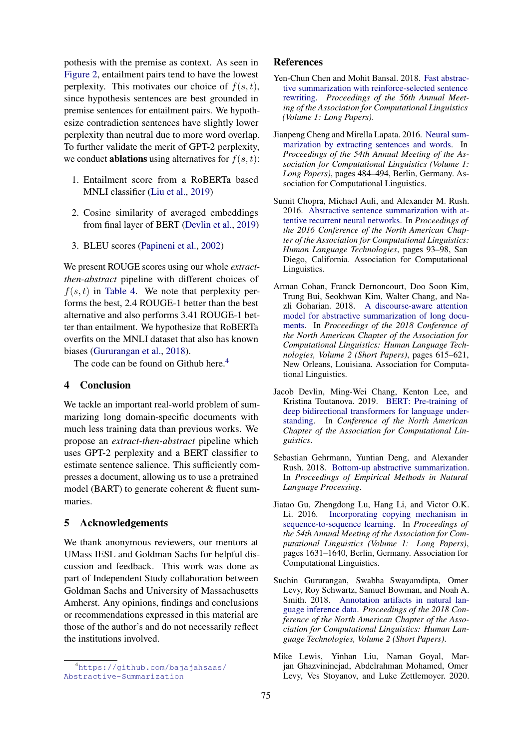pothesis with the premise as context. As seen in Figure 2, entailment pairs tend to have the lowest perplexity. This motivates our choice of $f(s,t)$, since hypothesis sentences are best grounded in premise sentences for entailment pairs. We hypothesize contradiction sentences have slightly lower perplexity than neutral due to more word overlap. To further validate the merit of GPT-2 perplexity, we conduct **ablations** using alternatives for $f(s,t)$:

1. Entailment score from a RoBERTa based MNLI classifier (Liu et al., 2019)
2. Cosine similarity of averaged embeddings from final layer of BERT (Devlin et al., 2019)
3. BLEU scores (Papineni et al., 2002)

We present ROUGE scores using our whole *extract-then-abstract* pipeline with different choices of $f(s,t)$ in Table 4. We note that perplexity performs the best, 2.4 ROUGE-1 better than the best alternative and also performs 3.41 ROUGE-1 better than entailment. We hypothesize that RoBERTa overfits on the MNLI dataset that also has known biases (Gururangan et al., 2018).

The code can be found on Github here.[4]

## 4 Conclusion

We tackle an important real-world problem of summarizing long domain-specific documents with much less training data than previous works. We propose an *extract-then-abstract* pipeline which uses GPT-2 perplexity and a BERT classifier to estimate sentence salience. This sufficiently compresses a document, allowing us to use a pretrained model (BART) to generate coherent & fluent summaries.

## 5 Acknowledgements

We thank anonymous reviewers, our mentors at UMass IESL and Goldman Sachs for helpful discussion and feedback. This work was done as part of Independent Study collaboration between Goldman Sachs and University of Massachusetts Amherst. Any opinions, findings and conclusions or recommendations expressed in this material are those of the author's and do not necessarily reflect the institutions involved.

[4] https://github.com/bajajahsaas/Abstractive-Summarization

## References

Yen-Chun Chen and Mohit Bansal. 2018. Fast abstractive summarization with reinforce-selected sentence rewriting. *Proceedings of the 56th Annual Meeting of the Association for Computational Linguistics (Volume 1: Long Papers)*.

Jianpeng Cheng and Mirella Lapata. 2016. Neural summarization by extracting sentences and words. In *Proceedings of the 54th Annual Meeting of the Association for Computational Linguistics (Volume 1: Long Papers)*, pages 484–494, Berlin, Germany. Association for Computational Linguistics.

Sumit Chopra, Michael Auli, and Alexander M. Rush. 2016. Abstractive sentence summarization with attentive recurrent neural networks. In *Proceedings of the 2016 Conference of the North American Chapter of the Association for Computational Linguistics: Human Language Technologies*, pages 93–98, San Diego, California. Association for Computational Linguistics.

Arman Cohan, Franck Dernoncourt, Doo Soon Kim, Trung Bui, Seokhwan Kim, Walter Chang, and Nazli Goharian. 2018. A discourse-aware attention model for abstractive summarization of long documents. In *Proceedings of the 2018 Conference of the North American Chapter of the Association for Computational Linguistics: Human Language Technologies, Volume 2 (Short Papers)*, pages 615–621, New Orleans, Louisiana. Association for Computational Linguistics.

Jacob Devlin, Ming-Wei Chang, Kenton Lee, and Kristina Toutanova. 2019. BERT: Pre-training of deep bidirectional transformers for language understanding. In *Conference of the North American Chapter of the Association for Computational Linguistics*.

Sebastian Gehrmann, Yuntian Deng, and Alexander Rush. 2018. Bottom-up abstractive summarization. In *Proceedings of Empirical Methods in Natural Language Processing*.

Jiatao Gu, Zhengdong Lu, Hang Li, and Victor O.K. Li. 2016. Incorporating copying mechanism in sequence-to-sequence learning. In *Proceedings of the 54th Annual Meeting of the Association for Computational Linguistics (Volume 1: Long Papers)*, pages 1631–1640, Berlin, Germany. Association for Computational Linguistics.

Suchin Gururangan, Swabha Swayamdipta, Omer Levy, Roy Schwartz, Samuel Bowman, and Noah A. Smith. 2018. Annotation artifacts in natural language inference data. *Proceedings of the 2018 Conference of the North American Chapter of the Association for Computational Linguistics: Human Language Technologies, Volume 2 (Short Papers)*.

Mike Lewis, Yinhan Liu, Naman Goyal, Marjan Ghazvininejad, Abdelrahman Mohamed, Omer Levy, Ves Stoyanov, and Luke Zettlemoyer. 2020.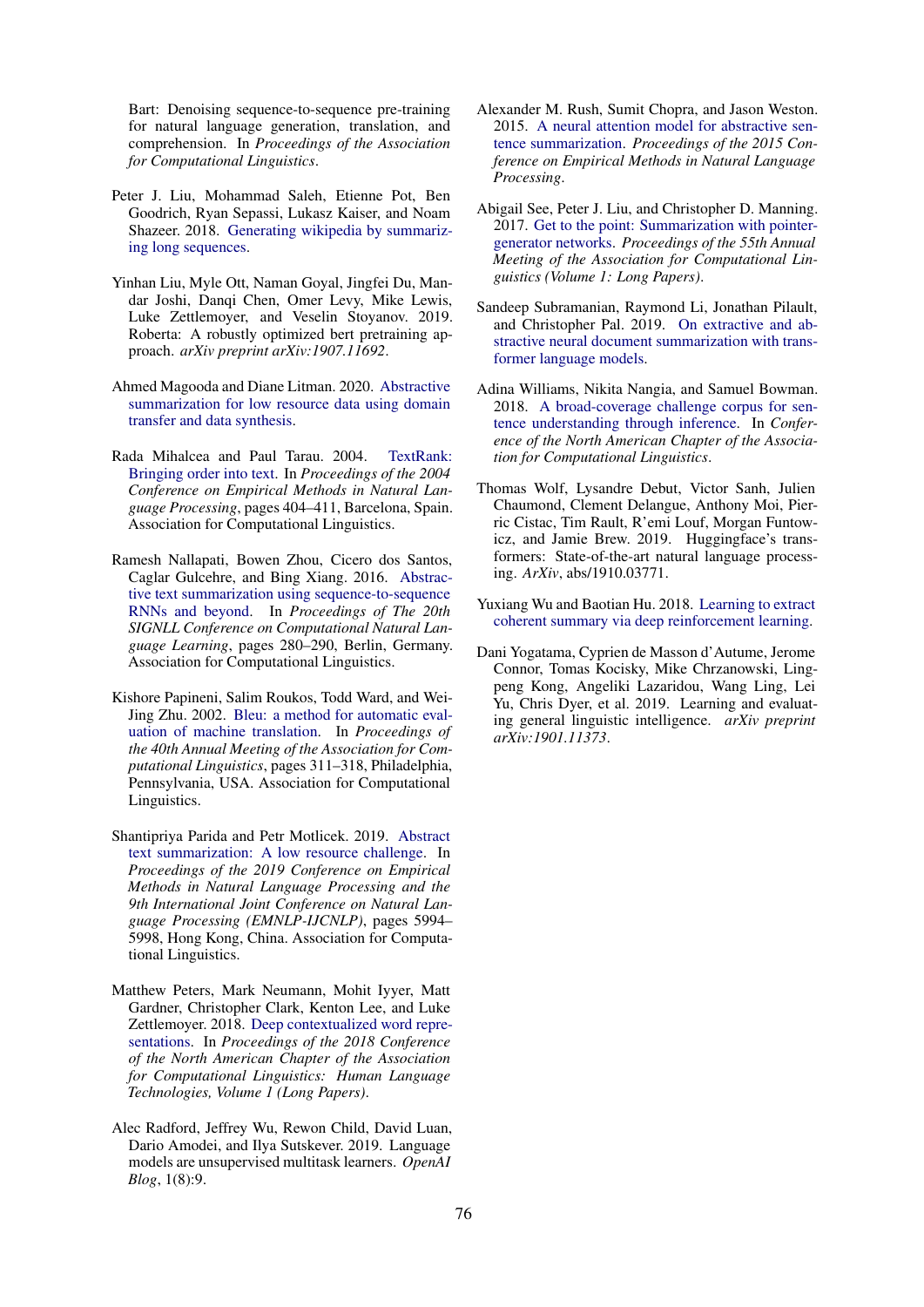Bart: Denoising sequence-to-sequence pre-training for natural language generation, translation, and comprehension. In *Proceedings of the Association for Computational Linguistics*.

Peter J. Liu, Mohammad Saleh, Etienne Pot, Ben Goodrich, Ryan Sepassi, Lukasz Kaiser, and Noam Shazeer. 2018. Generating wikipedia by summarizing long sequences.

Yinhan Liu, Myle Ott, Naman Goyal, Jingfei Du, Mandar Joshi, Danqi Chen, Omer Levy, Mike Lewis, Luke Zettlemoyer, and Veselin Stoyanov. 2019. Roberta: A robustly optimized bert pretraining approach. *arXiv preprint arXiv:1907.11692*.

Ahmed Magooda and Diane Litman. 2020. Abstractive summarization for low resource data using domain transfer and data synthesis.

Rada Mihalcea and Paul Tarau. 2004. TextRank: Bringing order into text. In *Proceedings of the 2004 Conference on Empirical Methods in Natural Language Processing*, pages 404–411, Barcelona, Spain. Association for Computational Linguistics.

Ramesh Nallapati, Bowen Zhou, Cicero dos Santos, Caglar Gulcehre, and Bing Xiang. 2016. Abstractive text summarization using sequence-to-sequence RNNs and beyond. In *Proceedings of The 20th SIGNLL Conference on Computational Natural Language Learning*, pages 280–290, Berlin, Germany. Association for Computational Linguistics.

Kishore Papineni, Salim Roukos, Todd Ward, and Wei-Jing Zhu. 2002. Bleu: a method for automatic evaluation of machine translation. In *Proceedings of the 40th Annual Meeting of the Association for Computational Linguistics*, pages 311–318, Philadelphia, Pennsylvania, USA. Association for Computational Linguistics.

Shantipriya Parida and Petr Motlicek. 2019. Abstract text summarization: A low resource challenge. In *Proceedings of the 2019 Conference on Empirical Methods in Natural Language Processing and the 9th International Joint Conference on Natural Language Processing (EMNLP-IJCNLP)*, pages 5994–5998, Hong Kong, China. Association for Computational Linguistics.

Matthew Peters, Mark Neumann, Mohit Iyyer, Matt Gardner, Christopher Clark, Kenton Lee, and Luke Zettlemoyer. 2018. Deep contextualized word representations. In *Proceedings of the 2018 Conference of the North American Chapter of the Association for Computational Linguistics: Human Language Technologies, Volume 1 (Long Papers)*.

Alec Radford, Jeffrey Wu, Rewon Child, David Luan, Dario Amodei, and Ilya Sutskever. 2019. Language models are unsupervised multitask learners. *OpenAI Blog*, 1(8):9.

Alexander M. Rush, Sumit Chopra, and Jason Weston. 2015. A neural attention model for abstractive sentence summarization. *Proceedings of the 2015 Conference on Empirical Methods in Natural Language Processing*.

Abigail See, Peter J. Liu, and Christopher D. Manning. 2017. Get to the point: Summarization with pointer-generator networks. *Proceedings of the 55th Annual Meeting of the Association for Computational Linguistics (Volume 1: Long Papers)*.

Sandeep Subramanian, Raymond Li, Jonathan Pilault, and Christopher Pal. 2019. On extractive and abstractive neural document summarization with transformer language models.

Adina Williams, Nikita Nangia, and Samuel Bowman. 2018. A broad-coverage challenge corpus for sentence understanding through inference. In *Conference of the North American Chapter of the Association for Computational Linguistics*.

Thomas Wolf, Lysandre Debut, Victor Sanh, Julien Chaumond, Clement Delangue, Anthony Moi, Pierric Cistac, Tim Rault, R'emi Louf, Morgan Funtowicz, and Jamie Brew. 2019. Huggingface's transformers: State-of-the-art natural language processing. *ArXiv*, abs/1910.03771.

Yuxiang Wu and Baotian Hu. 2018. Learning to extract coherent summary via deep reinforcement learning.

Dani Yogatama, Cyprien de Masson d'Autume, Jerome Connor, Tomas Kocisky, Mike Chrzanowski, Lingpeng Kong, Angeliki Lazaridou, Wang Ling, Lei Yu, Chris Dyer, et al. 2019. Learning and evaluating general linguistic intelligence. *arXiv preprint arXiv:1901.11373*.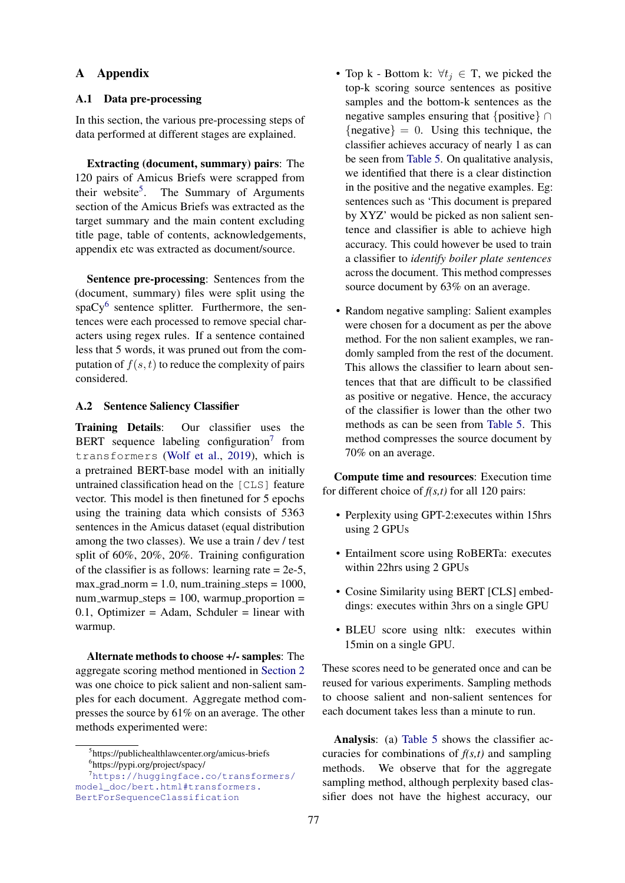## A Appendix

### A.1 Data pre-processing

In this section, the various pre-processing steps of data performed at different stages are explained.

**Extracting (document, summary) pairs**: The 120 pairs of Amicus Briefs were scrapped from their website[5]. The Summary of Arguments section of the Amicus Briefs was extracted as the target summary and the main content excluding title page, table of contents, acknowledgements, appendix etc was extracted as document/source.

**Sentence pre-processing**: Sentences from the (document, summary) files were split using the spaCy[6] sentence splitter. Furthermore, the sentences were each processed to remove special characters using regex rules. If a sentence contained less that 5 words, it was pruned out from the computation of $f(s,t)$ to reduce the complexity of pairs considered.

### A.2 Sentence Saliency Classifier

**Training Details**: Our classifier uses the BERT sequence labeling configuration[7] from `transformers` (Wolf et al., 2019), which is a pretrained BERT-base model with an initially untrained classification head on the `[CLS]` feature vector. This model is then finetuned for 5 epochs using the training data which consists of 5363 sentences in the Amicus dataset (equal distribution among the two classes). We use a train / dev / test split of 60%, 20%, 20%. Training configuration of the classifier is as follows: learning rate = 2e-5, max_grad_norm = 1.0, num_training_steps = 1000, num_warmup_steps = 100, warmup_proportion = 0.1, Optimizer = Adam, Schduler = linear with warmup.

**Alternate methods to choose +/- samples**: The aggregate scoring method mentioned in Section 2 was one choice to pick salient and non-salient samples for each document. Aggregate method compresses the source by 61% on an average. The other methods experimented were:

- Top k - Bottom k: $\forall t_j \in$ T, we picked the top-k scoring source sentences as positive samples and the bottom-k sentences as the negative samples ensuring that $\{\text{positive}\} \cap \{\text{negative}\} = 0$. Using this technique, the classifier achieves accuracy of nearly 1 as can be seen from Table 5. On qualitative analysis, we identified that there is a clear distinction in the positive and the negative examples. Eg: sentences such as 'This document is prepared by XYZ' would be picked as non salient sentence and classifier is able to achieve high accuracy. This could however be used to train a classifier to *identify boiler plate sentences* across the document. This method compresses source document by 63% on an average.

- Random negative sampling: Salient examples were chosen for a document as per the above method. For the non salient examples, we randomly sampled from the rest of the document. This allows the classifier to learn about sentences that that are difficult to be classified as positive or negative. Hence, the accuracy of the classifier is lower than the other two methods as can be seen from Table 5. This method compresses the source document by 70% on an average.

**Compute time and resources**: Execution time for different choice of *f(s,t)* for all 120 pairs:

- Perplexity using GPT-2:executes within 15hrs using 2 GPUs

- Entailment score using RoBERTa: executes within 22hrs using 2 GPUs

- Cosine Similarity using BERT [CLS] embeddings: executes within 3hrs on a single GPU

- BLEU score using nltk: executes within 15min on a single GPU.

These scores need to be generated once and can be reused for various experiments. Sampling methods to choose salient and non-salient sentences for each document takes less than a minute to run.

**Analysis**: (a) Table 5 shows the classifier accuracies for combinations of *f(s,t)* and sampling methods. We observe that for the aggregate sampling method, although perplexity based classifier does not have the highest accuracy, our

[5] https://publichealthlawcenter.org/amicus-briefs

[6] https://pypi.org/project/spacy/

[7] https://huggingface.co/transformers/model_doc/bert.html#transformers.BertForSequenceClassification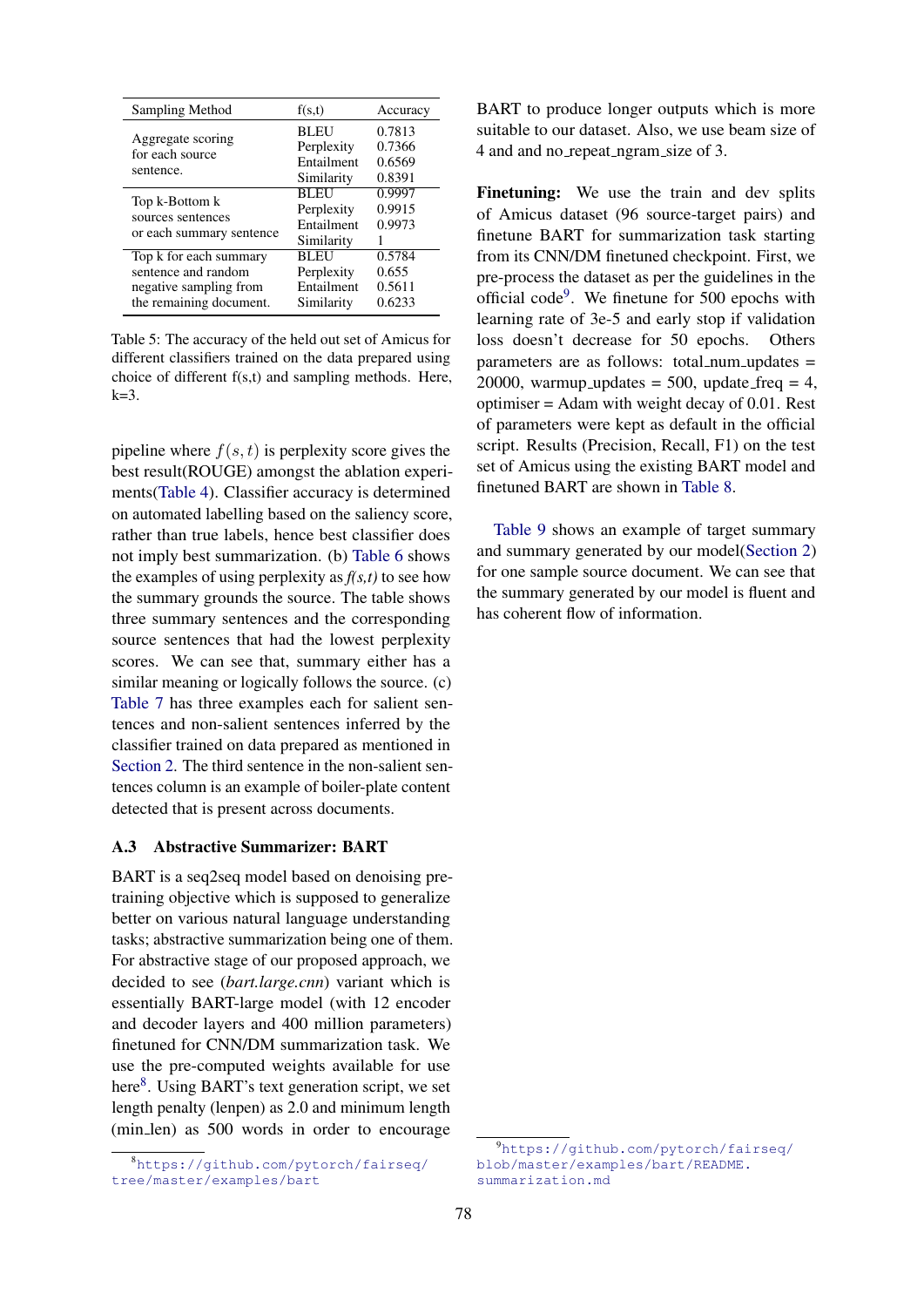| Sampling Method | f(s,t) | Accuracy |
|---|---|---|
| Aggregate scoring for each source sentence. | BLEU | 0.7813 |
| | Perplexity | 0.7366 |
| | Entailment | 0.6569 |
| | Similarity | 0.8391 |
| Top k-Bottom k sources sentences or each summary sentence | BLEU | 0.9997 |
| | Perplexity | 0.9915 |
| | Entailment | 0.9973 |
| | Similarity | 1 |
| Top k for each summary sentence and random negative sampling from the remaining document. | BLEU | 0.5784 |
| | Perplexity | 0.655 |
| | Entailment | 0.5611 |
| | Similarity | 0.6233 |

Table 5: The accuracy of the held out set of Amicus for different classifiers trained on the data prepared using choice of different f(s,t) and sampling methods. Here, k=3.

pipeline where $f(s,t)$ is perplexity score gives the best result(ROUGE) amongst the ablation experiments(Table 4). Classifier accuracy is determined on automated labelling based on the saliency score, rather than true labels, hence best classifier does not imply best summarization. (b) Table 6 shows the examples of using perplexity as *f(s,t)* to see how the summary grounds the source. The table shows three summary sentences and the corresponding source sentences that had the lowest perplexity scores. We can see that, summary either has a similar meaning or logically follows the source. (c) Table 7 has three examples each for salient sentences and non-salient sentences inferred by the classifier trained on data prepared as mentioned in Section 2. The third sentence in the non-salient sentences column is an example of boiler-plate content detected that is present across documents.

### A.3 Abstractive Summarizer: BART

BART is a seq2seq model based on denoising pretraining objective which is supposed to generalize better on various natural language understanding tasks; abstractive summarization being one of them. For abstractive stage of our proposed approach, we decided to see (*bart.large.cnn*) variant which is essentially BART-large model (with 12 encoder and decoder layers and 400 million parameters) finetuned for CNN/DM summarization task. We use the pre-computed weights available for use here[8]. Using BART's text generation script, we set length penalty (lenpen) as 2.0 and minimum length (min_len) as 500 words in order to encourage BART to produce longer outputs which is more suitable to our dataset. Also, we use beam size of 4 and and no_repeat_ngram_size of 3.

**Finetuning:** We use the train and dev splits of Amicus dataset (96 source-target pairs) and finetune BART for summarization task starting from its CNN/DM finetuned checkpoint. First, we pre-process the dataset as per the guidelines in the official code[9]. We finetune for 500 epochs with learning rate of 3e-5 and early stop if validation loss doesn't decrease for 50 epochs. Others parameters are as follows: total_num_updates = 20000, warmup_updates = 500, update_freq = 4, optimiser = Adam with weight decay of 0.01. Rest of parameters were kept as default in the official script. Results (Precision, Recall, F1) on the test set of Amicus using the existing BART model and finetuned BART are shown in Table 8.

Table 9 shows an example of target summary and summary generated by our model(Section 2) for one sample source document. We can see that the summary generated by our model is fluent and has coherent flow of information.

[8] https://github.com/pytorch/fairseq/tree/master/examples/bart

[9] https://github.com/pytorch/fairseq/blob/master/examples/bart/README.summarization.md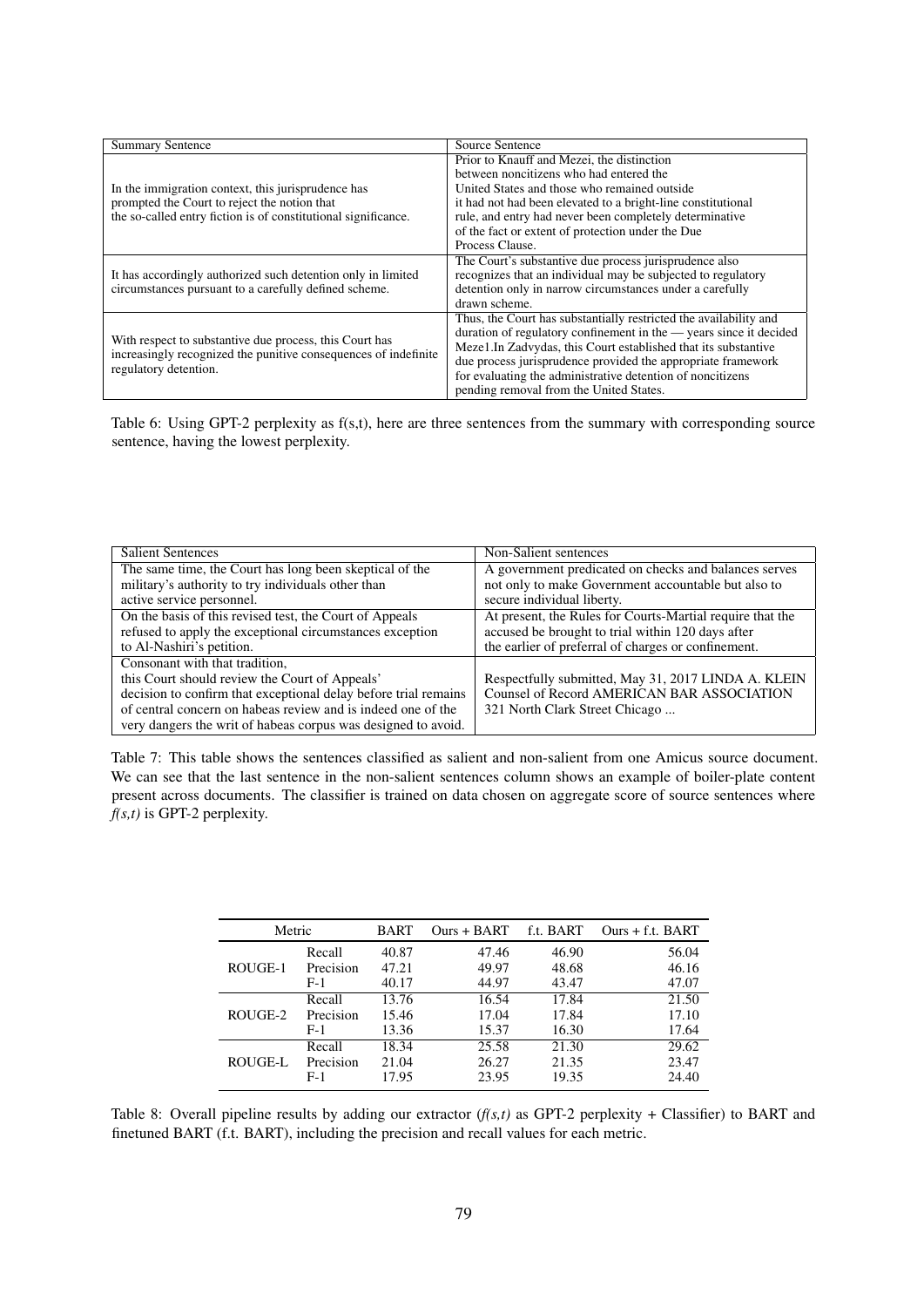| Summary Sentence | Source Sentence |
|---|---|
| In the immigration context, this jurisprudence has prompted the Court to reject the notion that the so-called entry fiction is of constitutional significance. | Prior to Knauff and Mezei, the distinction between noncitizens who had entered the United States and those who remained outside it had not had been elevated to a bright-line constitutional rule, and entry had never been completely determinative of the fact or extent of protection under the Due Process Clause. |
| It has accordingly authorized such detention only in limited circumstances pursuant to a carefully defined scheme. | The Court's substantive due process jurisprudence also recognizes that an individual may be subjected to regulatory detention only in narrow circumstances under a carefully drawn scheme. |
| With respect to substantive due process, this Court has increasingly recognized the punitive consequences of indefinite regulatory detention. | Thus, the Court has substantially restricted the availability and duration of regulatory confinement in the — years since it decided Meze1.In Zadvydas, this Court established that its substantive due process jurisprudence provided the appropriate framework for evaluating the administrative detention of noncitizens pending removal from the United States. |

Table 6: Using GPT-2 perplexity as f(s,t), here are three sentences from the summary with corresponding source sentence, having the lowest perplexity.

| Salient Sentences | Non-Salient sentences |
|---|---|
| The same time, the Court has long been skeptical of the military's authority to try individuals other than active service personnel. | A government predicated on checks and balances serves not only to make Government accountable but also to secure individual liberty. |
| On the basis of this revised test, the Court of Appeals refused to apply the exceptional circumstances exception to Al-Nashiri's petition. | At present, the Rules for Courts-Martial require that the accused be brought to trial within 120 days after the earlier of preferral of charges or confinement. |
| Consonant with that tradition, this Court should review the Court of Appeals' decision to confirm that exceptional delay before trial remains of central concern on habeas review and is indeed one of the very dangers the writ of habeas corpus was designed to avoid. | Respectfully submitted, May 31, 2017 LINDA A. KLEIN Counsel of Record AMERICAN BAR ASSOCIATION 321 North Clark Street Chicago ... |

Table 7: This table shows the sentences classified as salient and non-salient from one Amicus source document. We can see that the last sentence in the non-salient sentences column shows an example of boiler-plate content present across documents. The classifier is trained on data chosen on aggregate score of source sentences where *f(s,t)* is GPT-2 perplexity.

| Metric | | BART | Ours + BART | f.t. BART | Ours + f.t. BART |
|---|---|---|---|---|---|
| ROUGE-1 | Recall | 40.87 | 47.46 | 46.90 | 56.04 |
| | Precision | 47.21 | 49.97 | 48.68 | 46.16 |
| | F-1 | 40.17 | 44.97 | 43.47 | 47.07 |
| ROUGE-2 | Recall | 13.76 | 16.54 | 17.84 | 21.50 |
| | Precision | 15.46 | 17.04 | 17.84 | 17.10 |
| | F-1 | 13.36 | 15.37 | 16.30 | 17.64 |
| ROUGE-L | Recall | 18.34 | 25.58 | 21.30 | 29.62 |
| | Precision | 21.04 | 26.27 | 21.35 | 23.47 |
| | F-1 | 17.95 | 23.95 | 19.35 | 24.40 |

Table 8: Overall pipeline results by adding our extractor (*f(s,t)* as GPT-2 perplexity + Classifier) to BART and finetuned BART (f.t. BART), including the precision and recall values for each metric.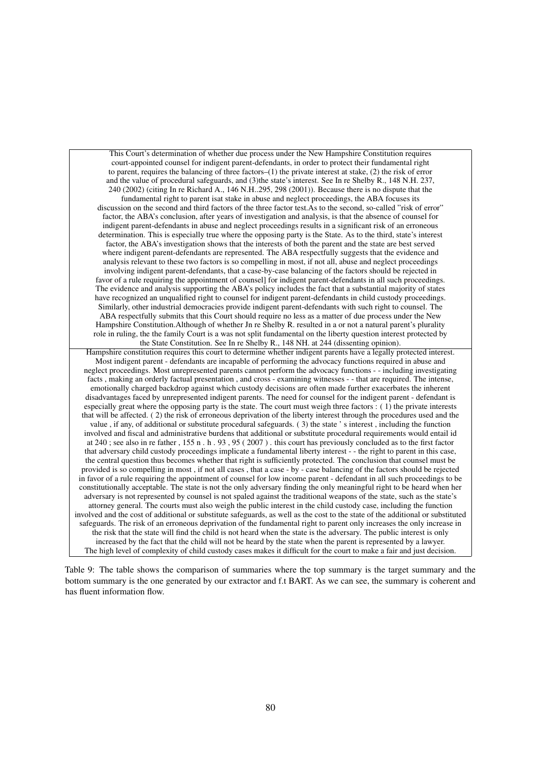| |
|---|
| This Court's determination of whether due process under the New Hampshire Constitution requires court-appointed counsel for indigent parent-defendants, in order to protect their fundamental right to parent, requires the balancing of three factors–(1) the private interest at stake, (2) the risk of error and the value of procedural safeguards, and (3)the state's interest. See In re Shelby R., 148 N.H. 237, 240 (2002) (citing In re Richard A., 146 N.H..295, 298 (2001)). Because there is no dispute that the fundamental right to parent isat stake in abuse and neglect proceedings, the ABA focuses its discussion on the second and third factors of the three factor test.As to the second, so-called "risk of error" factor, the ABA's conclusion, after years of investigation and analysis, is that the absence of counsel for indigent parent-defendants in abuse and neglect proceedings results in a significant risk of an erroneous determination. This is especially true where the opposing party is the State. As to the third, state's interest factor, the ABA's investigation shows that the interests of both the parent and the state are best served where indigent parent-defendants are represented. The ABA respectfully suggests that the evidence and analysis relevant to these two factors is so compelling in most, if not all, abuse and neglect proceedings involving indigent parent-defendants, that a case-by-case balancing of the factors should be rejected in favor of a rule requiring the appointment of counsel] for indigent parent-defendants in all such proceedings. The evidence and analysis supporting the ABA's policy includes the fact that a substantial majority of states have recognized an unqualified right to counsel for indigent parent-defendants in child custody proceedings. Similarly, other industrial democracies provide indigent parent-defendants with such right to counsel. The ABA respectfully submits that this Court should require no less as a matter of due process under the New Hampshire Constitution.Although of whether Jn re Shelby R. resulted in a or not a natural parent's plurality role in ruling, the the family Court is a was not split fundamental on the liberty question interest protected by the State Constitution. See In re Shelby R., 148 NH. at 244 (dissenting opinion). |
| Hampshire constitution requires this court to determine whether indigent parents have a legally protected interest. Most indigent parent - defendants are incapable of performing the advocacy functions required in abuse and neglect proceedings. Most unrepresented parents cannot perform the advocacy functions - - including investigating facts , making an orderly factual presentation , and cross - examining witnesses - - that are required. The intense, emotionally charged backdrop against which custody decisions are often made further exacerbates the inherent disadvantages faced by unrepresented indigent parents. The need for counsel for the indigent parent - defendant is especially great where the opposing party is the state. The court must weigh three factors : ( 1) the private interests that will be affected. ( 2) the risk of erroneous deprivation of the liberty interest through the procedures used and the value , if any, of additional or substitute procedural safeguards. ( 3) the state ' s interest , including the function involved and fiscal and administrative burdens that additional or substitute procedural requirements would entail id at 240 ; see also in re father , 155 n . h . 93 , 95 ( 2007 ) . this court has previously concluded as to the first factor that adversary child custody proceedings implicate a fundamental liberty interest - - the right to parent in this case, the central question thus becomes whether that right is sufficiently protected. The conclusion that counsel must be provided is so compelling in most , if not all cases , that a case - by - case balancing of the factors should be rejected in favor of a rule requiring the appointment of counsel for low income parent - defendant in all such proceedings to be constitutionally acceptable. The state is not the only adversary finding the only meaningful right to be heard when her adversary is not represented by counsel is not spaled against the traditional weapons of the state, such as the state's attorney general. The courts must also weigh the public interest in the child custody case, including the function involved and the cost of additional or substitute safeguards, as well as the cost to the state of the additional or substituted safeguards. The risk of an erroneous deprivation of the fundamental right to parent only increases the only increase in the risk that the state will find the child is not heard when the state is the adversary. The public interest is only increased by the fact that the child will not be heard by the state when the parent is represented by a lawyer. The high level of complexity of child custody cases makes it difficult for the court to make a fair and just decision. |

Table 9: The table shows the comparison of summaries where the top summary is the target summary and the bottom summary is the one generated by our extractor and f.t BART. As we can see, the summary is coherent and has fluent information flow.